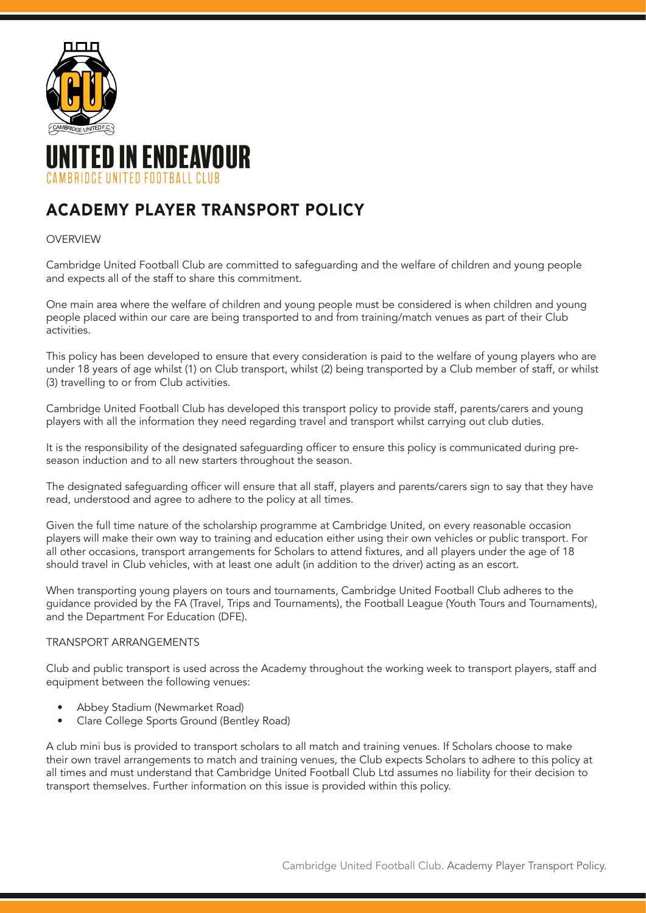# UNITED IN ENDEAVOUR

CAMBRIDGE UNITED FOOTBALL CLUB

## ACADEMY PLAYER TRANSPORT POLICY

OVERVIEW

Cambridge United Football Club are committed to safeguarding and the welfare of children and young people and expects all of the staff to share this commitment.

One main area where the welfare of children and young people must be considered is when children and young people placed within our care are being transported to and from training/match venues as part of their Club activities.

This policy has been developed to ensure that every consideration is paid to the welfare of young players who are under 18 years of age whilst (1) on Club transport, whilst (2) being transported by a Club member of staff, or whilst (3) travelling to or from Club activities.

Cambridge United Football Club has developed this transport policy to provide staff, parents/carers and young players with all the information they need regarding travel and transport whilst carrying out club duties.

It is the responsibility of the designated safeguarding officer to ensure this policy is communicated during pre-season induction and to all new starters throughout the season.

The designated safeguarding officer will ensure that all staff, players and parents/carers sign to say that they have read, understood and agree to adhere to the policy at all times.

Given the full time nature of the scholarship programme at Cambridge United, on every reasonable occasion players will make their own way to training and education either using their own vehicles or public transport. For all other occasions, transport arrangements for Scholars to attend fixtures, and all players under the age of 18 should travel in Club vehicles, with at least one adult (in addition to the driver) acting as an escort.

When transporting young players on tours and tournaments, Cambridge United Football Club adheres to the guidance provided by the FA (Travel, Trips and Tournaments), the Football League (Youth Tours and Tournaments), and the Department For Education (DFE).

TRANSPORT ARRANGEMENTS

Club and public transport is used across the Academy throughout the working week to transport players, staff and equipment between the following venues:

- Abbey Stadium (Newmarket Road)
- Clare College Sports Ground (Bentley Road)

A club mini bus is provided to transport scholars to all match and training venues. If Scholars choose to make their own travel arrangements to match and training venues, the Club expects Scholars to adhere to this policy at all times and must understand that Cambridge United Football Club Ltd assumes no liability for their decision to transport themselves. Further information on this issue is provided within this policy.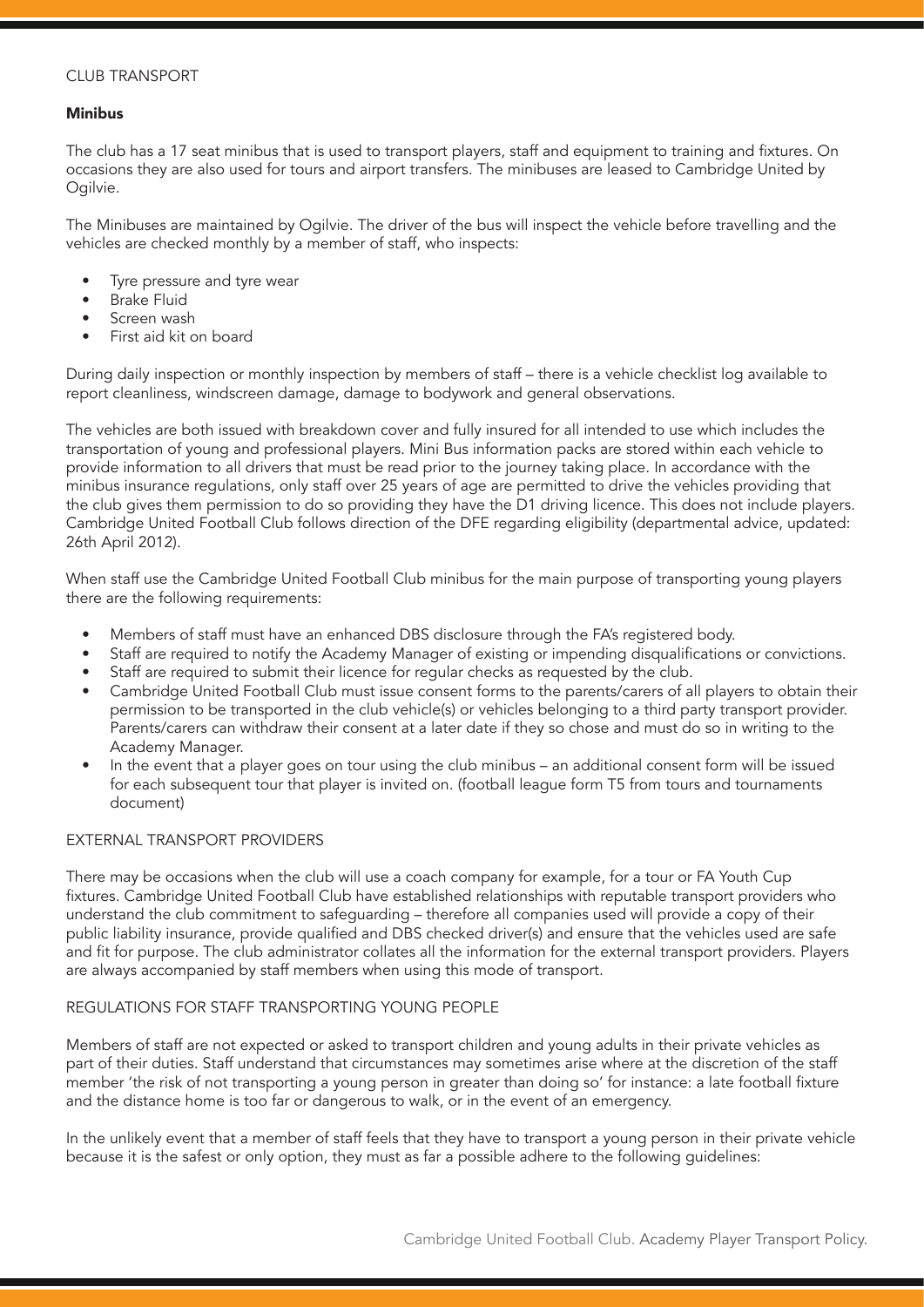## CLUB TRANSPORT

### Minibus

The club has a 17 seat minibus that is used to transport players, staff and equipment to training and fixtures. On occasions they are also used for tours and airport transfers. The minibuses are leased to Cambridge United by Ogilvie.

The Minibuses are maintained by Ogilvie. The driver of the bus will inspect the vehicle before travelling and the vehicles are checked monthly by a member of staff, who inspects:

- Tyre pressure and tyre wear
- Brake Fluid
- Screen wash
- First aid kit on board

During daily inspection or monthly inspection by members of staff – there is a vehicle checklist log available to report cleanliness, windscreen damage, damage to bodywork and general observations.

The vehicles are both issued with breakdown cover and fully insured for all intended to use which includes the transportation of young and professional players. Mini Bus information packs are stored within each vehicle to provide information to all drivers that must be read prior to the journey taking place. In accordance with the minibus insurance regulations, only staff over 25 years of age are permitted to drive the vehicles providing that the club gives them permission to do so providing they have the D1 driving licence. This does not include players. Cambridge United Football Club follows direction of the DFE regarding eligibility (departmental advice, updated: 26th April 2012).

When staff use the Cambridge United Football Club minibus for the main purpose of transporting young players there are the following requirements:

- Members of staff must have an enhanced DBS disclosure through the FA's registered body.
- Staff are required to notify the Academy Manager of existing or impending disqualifications or convictions.
- Staff are required to submit their licence for regular checks as requested by the club.
- Cambridge United Football Club must issue consent forms to the parents/carers of all players to obtain their permission to be transported in the club vehicle(s) or vehicles belonging to a third party transport provider. Parents/carers can withdraw their consent at a later date if they so chose and must do so in writing to the Academy Manager.
- In the event that a player goes on tour using the club minibus – an additional consent form will be issued for each subsequent tour that player is invited on. (football league form T5 from tours and tournaments document)

## EXTERNAL TRANSPORT PROVIDERS

There may be occasions when the club will use a coach company for example, for a tour or FA Youth Cup fixtures. Cambridge United Football Club have established relationships with reputable transport providers who understand the club commitment to safeguarding – therefore all companies used will provide a copy of their public liability insurance, provide qualified and DBS checked driver(s) and ensure that the vehicles used are safe and fit for purpose. The club administrator collates all the information for the external transport providers. Players are always accompanied by staff members when using this mode of transport.

## REGULATIONS FOR STAFF TRANSPORTING YOUNG PEOPLE

Members of staff are not expected or asked to transport children and young adults in their private vehicles as part of their duties. Staff understand that circumstances may sometimes arise where at the discretion of the staff member 'the risk of not transporting a young person in greater than doing so' for instance: a late football fixture and the distance home is too far or dangerous to walk, or in the event of an emergency.

In the unlikely event that a member of staff feels that they have to transport a young person in their private vehicle because it is the safest or only option, they must as far a possible adhere to the following guidelines: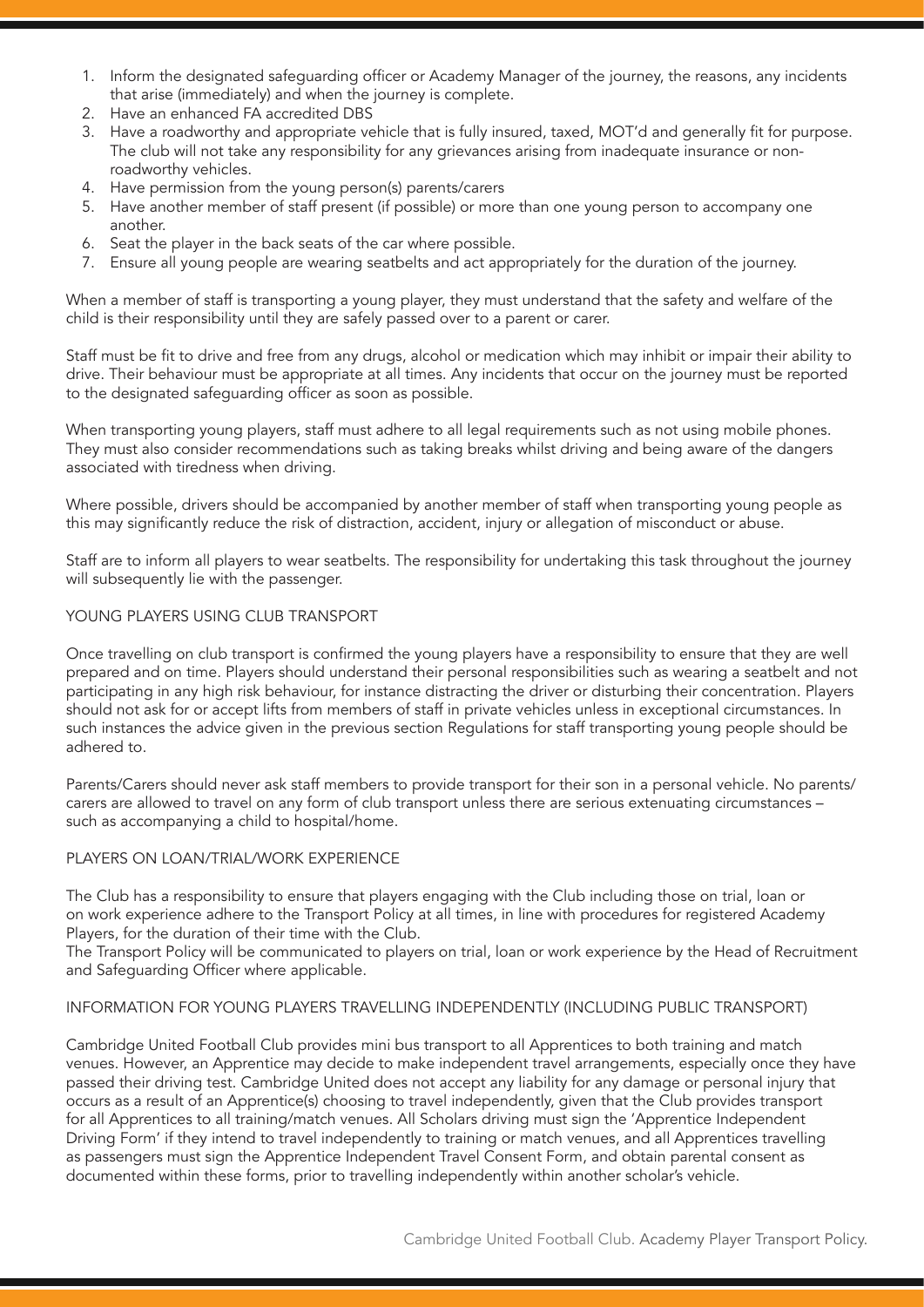1. Inform the designated safeguarding officer or Academy Manager of the journey, the reasons, any incidents that arise (immediately) and when the journey is complete.
2. Have an enhanced FA accredited DBS
3. Have a roadworthy and appropriate vehicle that is fully insured, taxed, MOT'd and generally fit for purpose. The club will not take any responsibility for any grievances arising from inadequate insurance or non-roadworthy vehicles.
4. Have permission from the young person(s) parents/carers
5. Have another member of staff present (if possible) or more than one young person to accompany one another.
6. Seat the player in the back seats of the car where possible.
7. Ensure all young people are wearing seatbelts and act appropriately for the duration of the journey.

When a member of staff is transporting a young player, they must understand that the safety and welfare of the child is their responsibility until they are safely passed over to a parent or carer.

Staff must be fit to drive and free from any drugs, alcohol or medication which may inhibit or impair their ability to drive. Their behaviour must be appropriate at all times. Any incidents that occur on the journey must be reported to the designated safeguarding officer as soon as possible.

When transporting young players, staff must adhere to all legal requirements such as not using mobile phones. They must also consider recommendations such as taking breaks whilst driving and being aware of the dangers associated with tiredness when driving.

Where possible, drivers should be accompanied by another member of staff when transporting young people as this may significantly reduce the risk of distraction, accident, injury or allegation of misconduct or abuse.

Staff are to inform all players to wear seatbelts. The responsibility for undertaking this task throughout the journey will subsequently lie with the passenger.

## YOUNG PLAYERS USING CLUB TRANSPORT

Once travelling on club transport is confirmed the young players have a responsibility to ensure that they are well prepared and on time. Players should understand their personal responsibilities such as wearing a seatbelt and not participating in any high risk behaviour, for instance distracting the driver or disturbing their concentration. Players should not ask for or accept lifts from members of staff in private vehicles unless in exceptional circumstances. In such instances the advice given in the previous section Regulations for staff transporting young people should be adhered to.

Parents/Carers should never ask staff members to provide transport for their son in a personal vehicle. No parents/carers are allowed to travel on any form of club transport unless there are serious extenuating circumstances – such as accompanying a child to hospital/home.

## PLAYERS ON LOAN/TRIAL/WORK EXPERIENCE

The Club has a responsibility to ensure that players engaging with the Club including those on trial, loan or on work experience adhere to the Transport Policy at all times, in line with procedures for registered Academy Players, for the duration of their time with the Club.

The Transport Policy will be communicated to players on trial, loan or work experience by the Head of Recruitment and Safeguarding Officer where applicable.

## INFORMATION FOR YOUNG PLAYERS TRAVELLING INDEPENDENTLY (INCLUDING PUBLIC TRANSPORT)

Cambridge United Football Club provides mini bus transport to all Apprentices to both training and match venues. However, an Apprentice may decide to make independent travel arrangements, especially once they have passed their driving test. Cambridge United does not accept any liability for any damage or personal injury that occurs as a result of an Apprentice(s) choosing to travel independently, given that the Club provides transport for all Apprentices to all training/match venues. All Scholars driving must sign the 'Apprentice Independent Driving Form' if they intend to travel independently to training or match venues, and all Apprentices travelling as passengers must sign the Apprentice Independent Travel Consent Form, and obtain parental consent as documented within these forms, prior to travelling independently within another scholar's vehicle.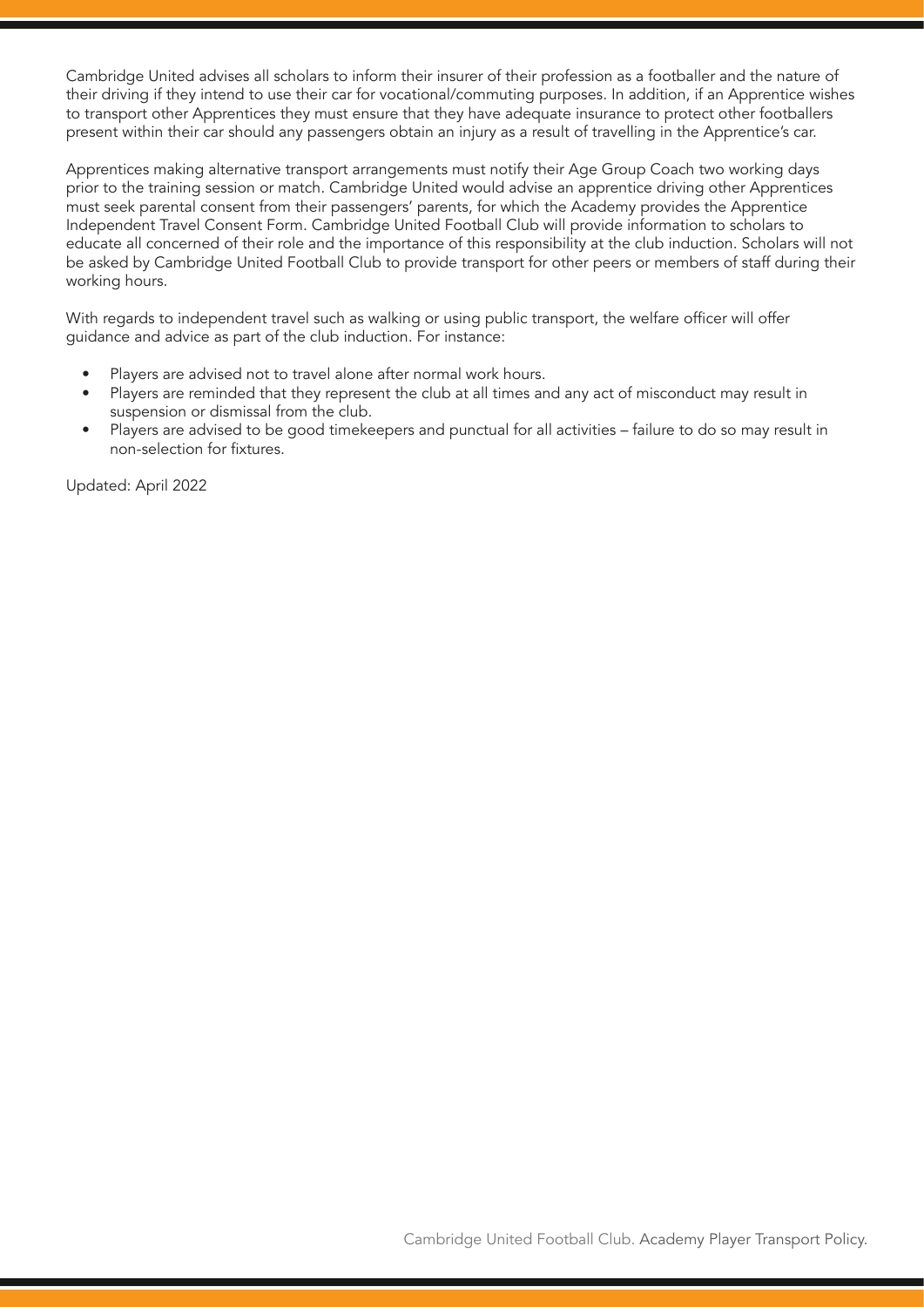Cambridge United advises all scholars to inform their insurer of their profession as a footballer and the nature of their driving if they intend to use their car for vocational/commuting purposes. In addition, if an Apprentice wishes to transport other Apprentices they must ensure that they have adequate insurance to protect other footballers present within their car should any passengers obtain an injury as a result of travelling in the Apprentice's car.

Apprentices making alternative transport arrangements must notify their Age Group Coach two working days prior to the training session or match. Cambridge United would advise an apprentice driving other Apprentices must seek parental consent from their passengers' parents, for which the Academy provides the Apprentice Independent Travel Consent Form. Cambridge United Football Club will provide information to scholars to educate all concerned of their role and the importance of this responsibility at the club induction. Scholars will not be asked by Cambridge United Football Club to provide transport for other peers or members of staff during their working hours.

With regards to independent travel such as walking or using public transport, the welfare officer will offer guidance and advice as part of the club induction. For instance:

- Players are advised not to travel alone after normal work hours.
- Players are reminded that they represent the club at all times and any act of misconduct may result in suspension or dismissal from the club.
- Players are advised to be good timekeepers and punctual for all activities – failure to do so may result in non-selection for fixtures.

Updated: April 2022